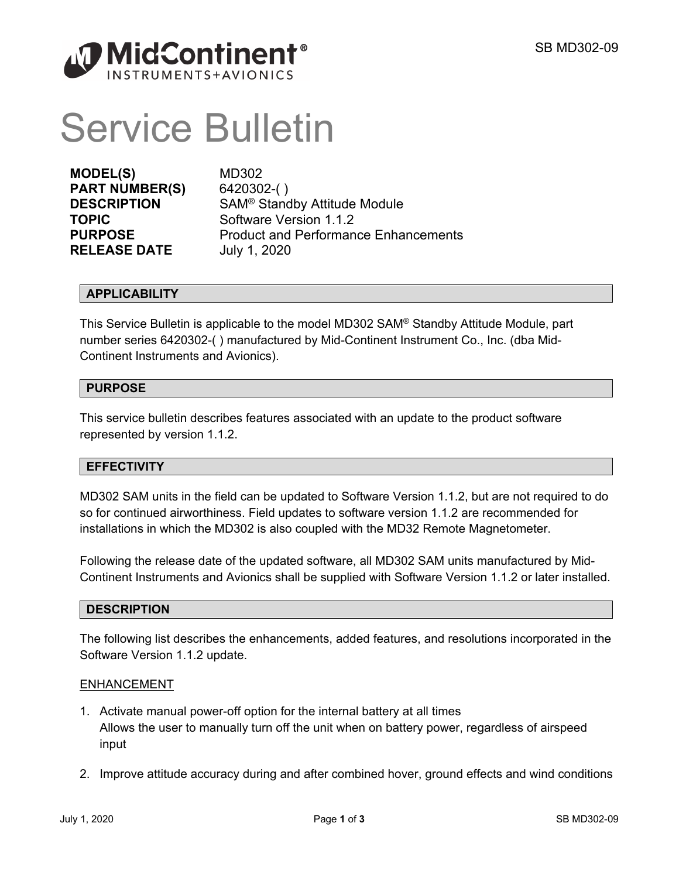MidContinent®
INSTRUMENTS+AVIONICS

# Service Bulletin

| | |
|---|---|
| **MODEL(S)** | MD302 |
| **PART NUMBER(S)** | 6420302-( ) |
| **DESCRIPTION** | SAM® Standby Attitude Module |
| **TOPIC** | Software Version 1.1.2 |
| **PURPOSE** | Product and Performance Enhancements |
| **RELEASE DATE** | July 1, 2020 |

## APPLICABILITY

This Service Bulletin is applicable to the model MD302 SAM® Standby Attitude Module, part number series 6420302-( ) manufactured by Mid-Continent Instrument Co., Inc. (dba Mid-Continent Instruments and Avionics).

## PURPOSE

This service bulletin describes features associated with an update to the product software represented by version 1.1.2.

## EFFECTIVITY

MD302 SAM units in the field can be updated to Software Version 1.1.2, but are not required to do so for continued airworthiness. Field updates to software version 1.1.2 are recommended for installations in which the MD302 is also coupled with the MD32 Remote Magnetometer.

Following the release date of the updated software, all MD302 SAM units manufactured by Mid-Continent Instruments and Avionics shall be supplied with Software Version 1.1.2 or later installed.

## DESCRIPTION

The following list describes the enhancements, added features, and resolutions incorporated in the Software Version 1.1.2 update.

<u>ENHANCEMENT</u>

1. Activate manual power-off option for the internal battery at all times
   Allows the user to manually turn off the unit when on battery power, regardless of airspeed input

2. Improve attitude accuracy during and after combined hover, ground effects and wind conditions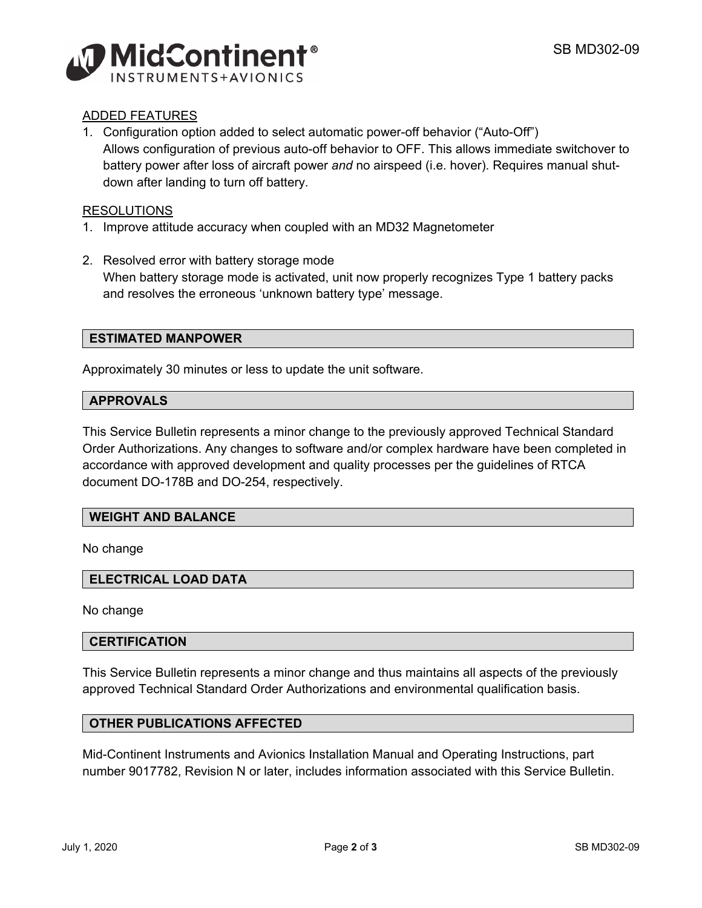ADDED FEATURES

1. Configuration option added to select automatic power-off behavior (“Auto-Off”)
   Allows configuration of previous auto-off behavior to OFF. This allows immediate switchover to battery power after loss of aircraft power *and* no airspeed (i.e. hover). Requires manual shut-down after landing to turn off battery.

RESOLUTIONS

1. Improve attitude accuracy when coupled with an MD32 Magnetometer

2. Resolved error with battery storage mode
   When battery storage mode is activated, unit now properly recognizes Type 1 battery packs and resolves the erroneous ‘unknown battery type’ message.

## ESTIMATED MANPOWER

Approximately 30 minutes or less to update the unit software.

## APPROVALS

This Service Bulletin represents a minor change to the previously approved Technical Standard Order Authorizations. Any changes to software and/or complex hardware have been completed in accordance with approved development and quality processes per the guidelines of RTCA document DO-178B and DO-254, respectively.

## WEIGHT AND BALANCE

No change

## ELECTRICAL LOAD DATA

No change

## CERTIFICATION

This Service Bulletin represents a minor change and thus maintains all aspects of the previously approved Technical Standard Order Authorizations and environmental qualification basis.

## OTHER PUBLICATIONS AFFECTED

Mid-Continent Instruments and Avionics Installation Manual and Operating Instructions, part number 9017782, Revision N or later, includes information associated with this Service Bulletin.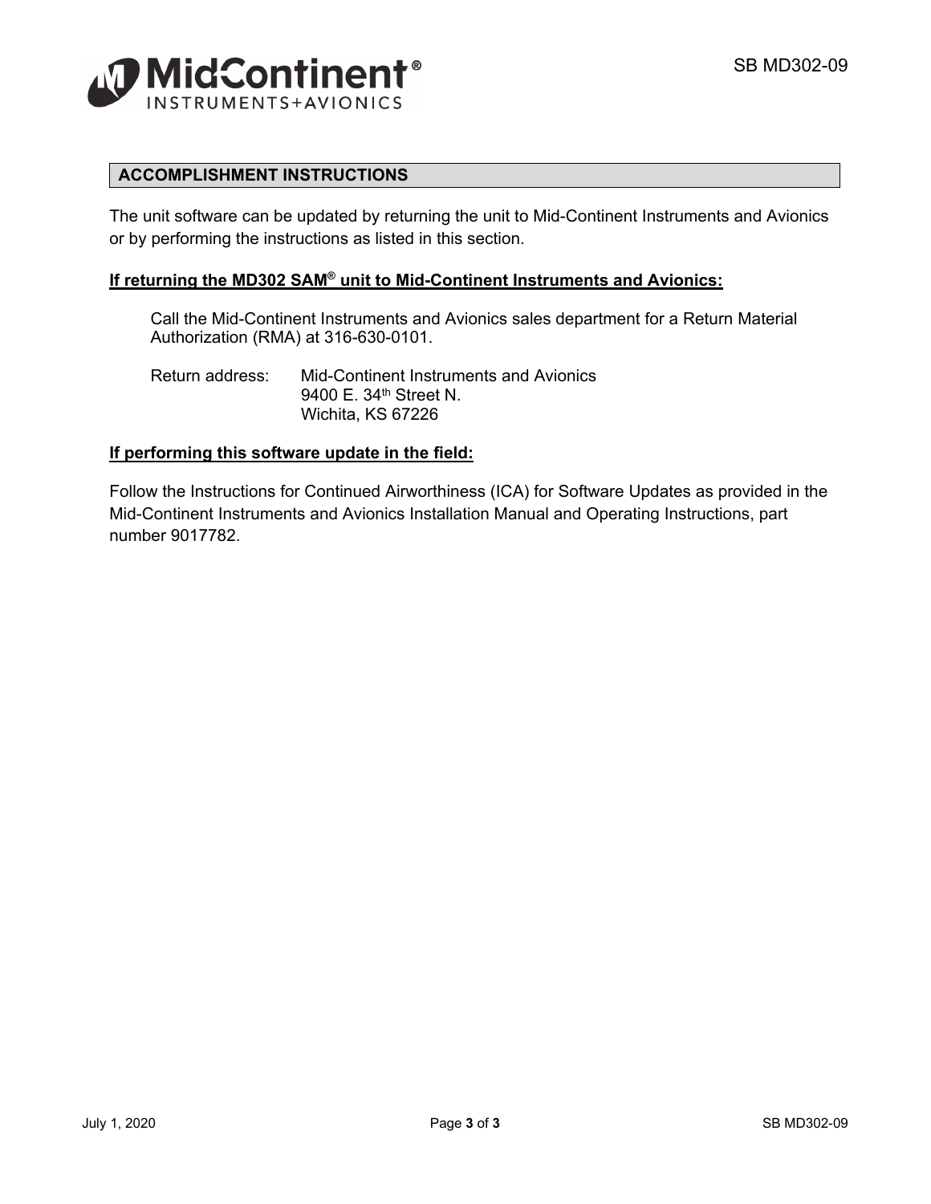## ACCOMPLISHMENT INSTRUCTIONS

The unit software can be updated by returning the unit to Mid-Continent Instruments and Avionics or by performing the instructions as listed in this section.

**If returning the MD302 SAM® unit to Mid-Continent Instruments and Avionics:**

Call the Mid-Continent Instruments and Avionics sales department for a Return Material Authorization (RMA) at 316-630-0101.

Return address: Mid-Continent Instruments and Avionics
9400 E. 34th Street N.
Wichita, KS 67226

**If performing this software update in the field:**

Follow the Instructions for Continued Airworthiness (ICA) for Software Updates as provided in the Mid-Continent Instruments and Avionics Installation Manual and Operating Instructions, part number 9017782.